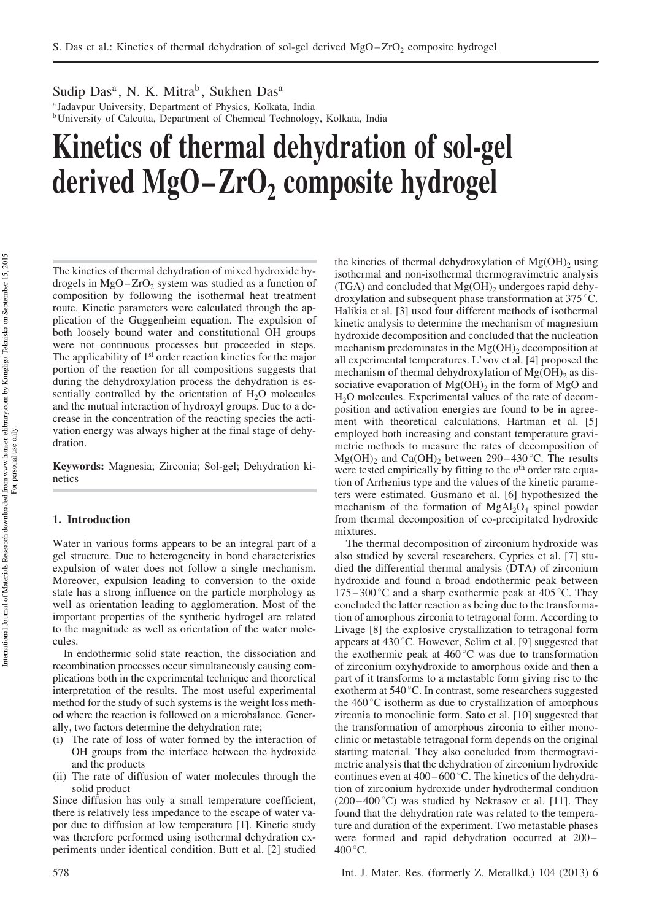Sudip Das[a], N. K. Mitra[b], Sukhen Das[a]

[a] Jadavpur University, Department of Physics, Kolkata, India
[b] University of Calcutta, Department of Chemical Technology, Kolkata, India

# Kinetics of thermal dehydration of sol-gel derived $MgO-ZrO_2$ composite hydrogel

The kinetics of thermal dehydration of mixed hydroxide hydrogels in $MgO-ZrO_2$ system was studied as a function of composition by following the isothermal heat treatment route. Kinetic parameters were calculated through the application of the Guggenheim equation. The expulsion of both loosely bound water and constitutional OH groups were not continuous processes but proceeded in steps. The applicability of 1[st] order reaction kinetics for the major portion of the reaction for all compositions suggests that during the dehydroxylation process the dehydration is essentially controlled by the orientation of $H_2O$ molecules and the mutual interaction of hydroxyl groups. Due to a decrease in the concentration of the reacting species the activation energy was always higher at the final stage of dehydration.

**Keywords:** Magnesia; Zirconia; Sol-gel; Dehydration kinetics

## 1. Introduction

Water in various forms appears to be an integral part of a gel structure. Due to heterogeneity in bond characteristics expulsion of water does not follow a single mechanism. Moreover, expulsion leading to conversion to the oxide state has a strong influence on the particle morphology as well as orientation leading to agglomeration. Most of the important properties of the synthetic hydrogel are related to the magnitude as well as orientation of the water molecules.

In endothermic solid state reaction, the dissociation and recombination processes occur simultaneously causing complications both in the experimental technique and theoretical interpretation of the results. The most useful experimental method for the study of such systems is the weight loss method where the reaction is followed on a microbalance. Generally, two factors determine the dehydration rate;

(i) The rate of loss of water formed by the interaction of OH groups from the interface between the hydroxide and the products
(ii) The rate of diffusion of water molecules through the solid product

Since diffusion has only a small temperature coefficient, there is relatively less impedance to the escape of water vapor due to diffusion at low temperature [1]. Kinetic study was therefore performed using isothermal dehydration experiments under identical condition. Butt et al. [2] studied the kinetics of thermal dehydroxylation of $Mg(OH)_2$ using isothermal and non-isothermal thermogravimetric analysis (TGA) and concluded that $Mg(OH)_2$ undergoes rapid dehydroxylation and subsequent phase transformation at 375 °C. Halikia et al. [3] used four different methods of isothermal kinetic analysis to determine the mechanism of magnesium hydroxide decomposition and concluded that the nucleation mechanism predominates in the $Mg(OH)_2$ decomposition at all experimental temperatures. L'vov et al. [4] proposed the mechanism of thermal dehydroxylation of $Mg(OH)_2$ as dissociative evaporation of $Mg(OH)_2$ in the form of MgO and $H_2O$ molecules. Experimental values of the rate of decomposition and activation energies are found to be in agreement with theoretical calculations. Hartman et al. [5] employed both increasing and constant temperature gravimetric methods to measure the rates of decomposition of $Mg(OH)_2$ and $Ca(OH)_2$ between 290–430 °C. The results were tested empirically by fitting to the $n^{th}$ order rate equation of Arrhenius type and the values of the kinetic parameters were estimated. Gusmano et al. [6] hypothesized the mechanism of the formation of $MgAl_2O_4$ spinel powder from thermal decomposition of co-precipitated hydroxide mixtures.

The thermal decomposition of zirconium hydroxide was also studied by several researchers. Cypries et al. [7] studied the differential thermal analysis (DTA) of zirconium hydroxide and found a broad endothermic peak between 175–300 °C and a sharp exothermic peak at 405 °C. They concluded the latter reaction as being due to the transformation of amorphous zirconia to tetragonal form. According to Livage [8] the explosive crystallization to tetragonal form appears at 430 °C. However, Selim et al. [9] suggested that the exothermic peak at 460 °C was due to transformation of zirconium oxyhydroxide to amorphous oxide and then a part of it transforms to a metastable form giving rise to the exotherm at 540 °C. In contrast, some researchers suggested the 460 °C isotherm as due to crystallization of amorphous zirconia to monoclinic form. Sato et al. [10] suggested that the transformation of amorphous zirconia to either monoclinic or metastable tetragonal form depends on the original starting material. They also concluded from thermogravimetric analysis that the dehydration of zirconium hydroxide continues even at 400–600 °C. The kinetics of the dehydration of zirconium hydroxide under hydrothermal condition (200–400 °C) was studied by Nekrasov et al. [11]. They found that the dehydration rate was related to the temperature and duration of the experiment. Two metastable phases were formed and rapid dehydration occurred at 200–400 °C.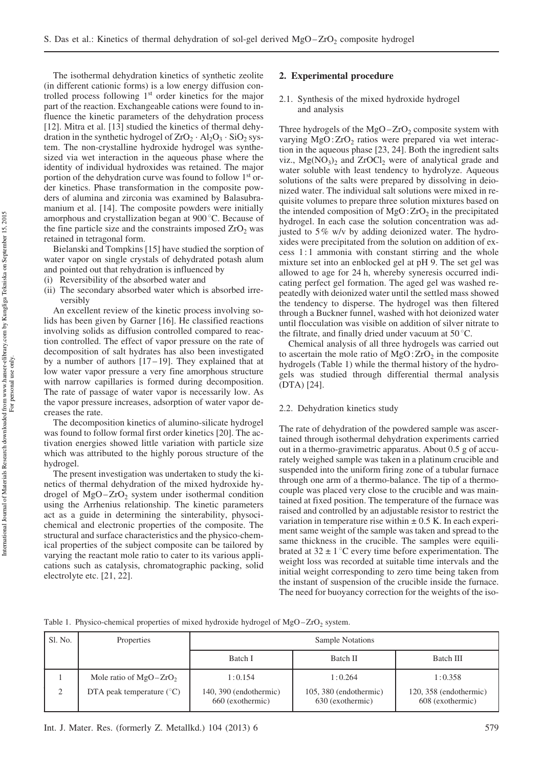The isothermal dehydration kinetics of synthetic zeolite (in different cationic forms) is a low energy diffusion controlled process following 1st order kinetics for the major part of the reaction. Exchangeable cations were found to influence the kinetic parameters of the dehydration process [12]. Mitra et al. [13] studied the kinetics of thermal dehydration in the synthetic hydrogel of $ZrO_2 \cdot Al_2O_3 \cdot SiO_2$ system. The non-crystalline hydroxide hydrogel was synthesized via wet interaction in the aqueous phase where the identity of individual hydroxides was retained. The major portion of the dehydration curve was found to follow 1st order kinetics. Phase transformation in the composite powders of alumina and zirconia was examined by Balasubramanium et al. [14]. The composite powders were initially amorphous and crystallization began at 900 °C. Because of the fine particle size and the constraints imposed $ZrO_2$ was retained in tetragonal form.

Bielanski and Tompkins [15] have studied the sorption of water vapor on single crystals of dehydrated potash alum and pointed out that rehydration is influenced by

(i) Reversibility of the absorbed water and
(ii) The secondary absorbed water which is absorbed irreversibly

An excellent review of the kinetic process involving solids has been given by Garner [16]. He classified reactions involving solids as diffusion controlled compared to reaction controlled. The effect of vapor pressure on the rate of decomposition of salt hydrates has also been investigated by a number of authors [17–19]. They explained that at low water vapor pressure a very fine amorphous structure with narrow capillaries is formed during decomposition. The rate of passage of water vapor is necessarily low. As the vapor pressure increases, adsorption of water vapor decreases the rate.

The decomposition kinetics of alumino-silicate hydrogel was found to follow formal first order kinetics [20]. The activation energies showed little variation with particle size which was attributed to the highly porous structure of the hydrogel.

The present investigation was undertaken to study the kinetics of thermal dehydration of the mixed hydroxide hydrogel of $MgO-ZrO_2$ system under isothermal condition using the Arrhenius relationship. The kinetic parameters act as a guide in determining the sinterability, physocichemical and electronic properties of the composite. The structural and surface characteristics and the physico-chemical properties of the subject composite can be tailored by varying the reactant mole ratio to cater to its various applications such as catalysis, chromatographic packing, solid electrolyte etc. [21, 22].

## 2. Experimental procedure

### 2.1. Synthesis of the mixed hydroxide hydrogel and analysis

Three hydrogels of the $MgO-ZrO_2$ composite system with varying $MgO:ZrO_2$ ratios were prepared via wet interaction in the aqueous phase [23, 24]. Both the ingredient salts viz., $Mg(NO_3)_2$ and $ZrOCl_2$ were of analytical grade and water soluble with least tendency to hydrolyze. Aqueous solutions of the salts were prepared by dissolving in deionized water. The individual salt solutions were mixed in requisite volumes to prepare three solution mixtures based on the intended composition of $MgO:ZrO_2$ in the precipitated hydrogel. In each case the solution concentration was adjusted to 5% w/v by adding deionized water. The hydroxides were precipitated from the solution on addition of excess 1:1 ammonia with constant stirring and the whole mixture set into an enblocked gel at pH 9. The set gel was allowed to age for 24 h, whereby syneresis occurred indicating perfect gel formation. The aged gel was washed repeatedly with deionized water until the settled mass showed the tendency to disperse. The hydrogel was then filtered through a Buckner funnel, washed with hot deionized water until flocculation was visible on addition of silver nitrate to the filtrate, and finally dried under vacuum at 50 °C.

Chemical analysis of all three hydrogels was carried out to ascertain the mole ratio of $MgO:ZrO_2$ in the composite hydrogels (Table 1) while the thermal history of the hydrogels was studied through differential thermal analysis (DTA) [24].

### 2.2. Dehydration kinetics study

The rate of dehydration of the powdered sample was ascertained through isothermal dehydration experiments carried out in a thermo-gravimetric apparatus. About 0.5 g of accurately weighed sample was taken in a platinum crucible and suspended into the uniform firing zone of a tubular furnace through one arm of a thermo-balance. The tip of a thermocouple was placed very close to the crucible and was maintained at fixed position. The temperature of the furnace was raised and controlled by an adjustable resistor to restrict the variation in temperature rise within ± 0.5 K. In each experiment same weight of the sample was taken and spread to the same thickness in the crucible. The samples were equilibrated at 32 ± 1 °C every time before experimentation. The weight loss was recorded at suitable time intervals and the initial weight corresponding to zero time being taken from the instant of suspension of the crucible inside the furnace. The need for buoyancy correction for the weights of the iso-

Table 1. Physico-chemical properties of mixed hydroxide hydrogel of $MgO-ZrO_2$ system.

| Sl. No. | Properties | Sample Notations | | |
|---|---|---|---|---|
| | | Batch I | Batch II | Batch III |
| 1 | Mole ratio of $MgO-ZrO_2$ | 1:0.154 | 1:0.264 | 1:0.358 |
| 2 | DTA peak temperature (°C) | 140, 390 (endothermic) 660 (exothermic) | 105, 380 (endothermic) 630 (exothermic) | 120, 358 (endothermic) 608 (exothermic) |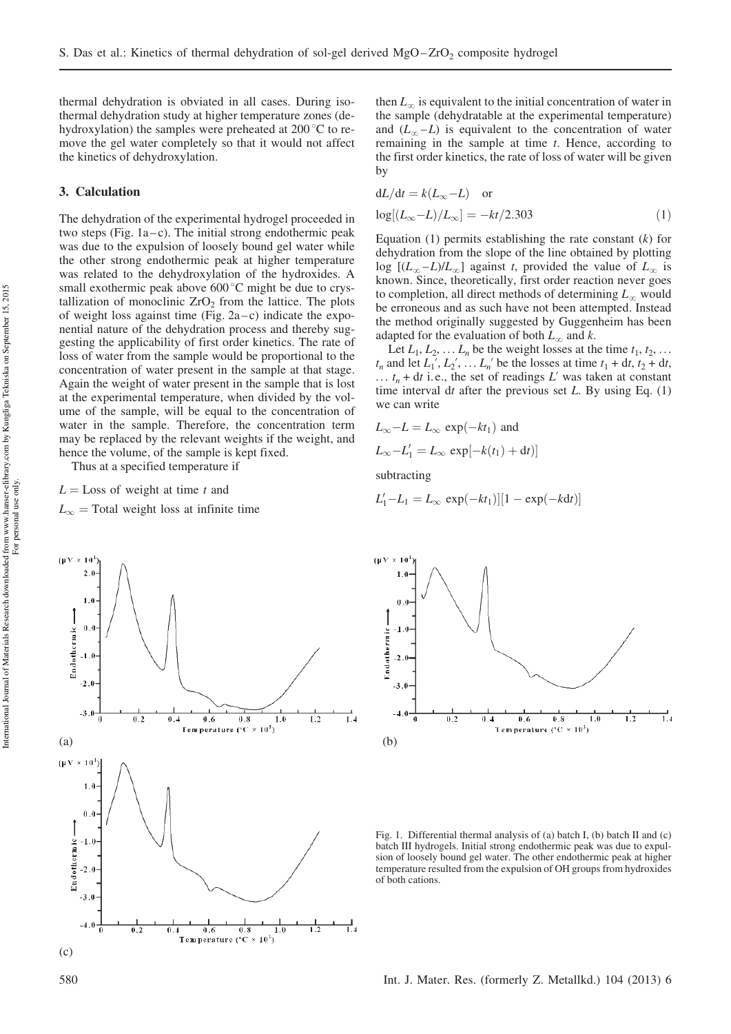thermal dehydration is obviated in all cases. During isothermal dehydration study at higher temperature zones (dehydroxylation) the samples were preheated at 200 °C to remove the gel water completely so that it would not affect the kinetics of dehydroxylation.

## 3. Calculation

The dehydration of the experimental hydrogel proceeded in two steps (Fig. 1a–c). The initial strong endothermic peak was due to the expulsion of loosely bound gel water while the other strong endothermic peak at higher temperature was related to the dehydroxylation of the hydroxides. A small exothermic peak above 600 °C might be due to crystallization of monoclinic $ZrO_2$ from the lattice. The plots of weight loss against time (Fig. 2a–c) indicate the exponential nature of the dehydration process and thereby suggesting the applicability of first order kinetics. The rate of loss of water from the sample would be proportional to the concentration of water present in the sample at that stage. Again the weight of water present in the sample that is lost at the experimental temperature, when divided by the volume of the sample, will be equal to the concentration of water in the sample. Therefore, the concentration term may be replaced by the relevant weights if the weight, and hence the volume, of the sample is kept fixed.

Thus at a specified temperature if

$L$ = Loss of weight at time $t$ and

$L_\infty$ = Total weight loss at infinite time

then $L_\infty$ is equivalent to the initial concentration of water in the sample (dehydratable at the experimental temperature) and $(L_\infty - L)$ is equivalent to the concentration of water remaining in the sample at time $t$. Hence, according to the first order kinetics, the rate of loss of water will be given by

$$dL/dt = k(L_\infty - L) \quad \text{or}$$

$$\log[(L_\infty - L)/L_\infty] = -kt/2.303 \tag{1}$$

Equation (1) permits establishing the rate constant ($k$) for dehydration from the slope of the line obtained by plotting $\log[(L_\infty - L)/L_\infty]$ against $t$, provided the value of $L_\infty$ is known. Since, theoretically, first order reaction never goes to completion, all direct methods of determining $L_\infty$ would be erroneous and as such have not been attempted. Instead the method originally suggested by Guggenheim has been adapted for the evaluation of both $L_\infty$ and $k$.

Let $L_1, L_2, \ldots L_n$ be the weight losses at the time $t_1, t_2, \ldots t_n$ and let $L_1', L_2', \ldots L_n'$ be the losses at time $t_1 + dt, t_2 + dt, \ldots t_n + dt$ i.e., the set of readings $L'$ was taken at constant time interval $dt$ after the previous set $L$. By using Eq. (1) we can write

$$L_\infty - L = L_\infty \exp(-kt_1) \text{ and}$$

$$L_\infty - L_1' = L_\infty \exp[-k(t_1) + dt)]$$

subtracting

$$L_1' - L_1 = L_\infty \exp(-kt_1)][1 - \exp(-kdt)]$$

Fig. 1. Differential thermal analysis of (a) batch I, (b) batch II and (c) batch III hydrogels. Initial strong endothermic peak was due to expulsion of loosely bound gel water. The other endothermic peak at higher temperature resulted from the expulsion of OH groups from hydroxides of both cations.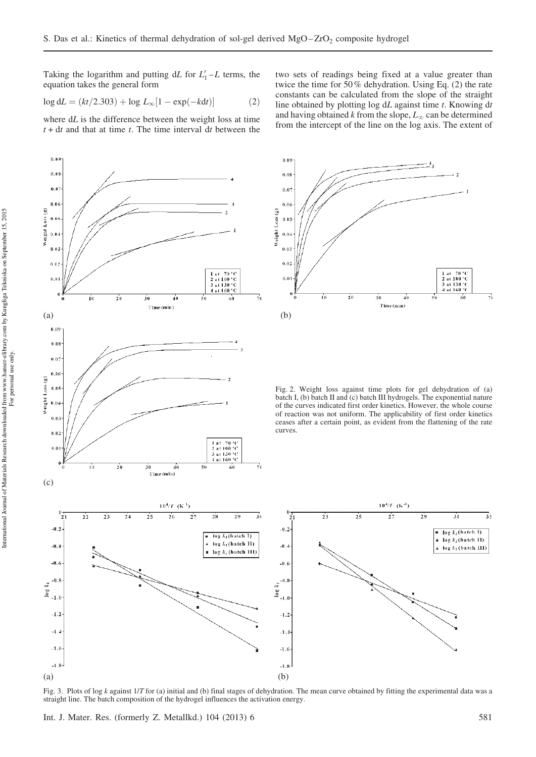Taking the logarithm and putting d$L$ for $L_1' - L$ terms, the equation takes the general form

$$\log \mathrm{d}L = (kt/2.303) + \log L_\infty[1 - \exp(-k\mathrm{d}t)] \qquad (2)$$

where d$L$ is the difference between the weight loss at time $t$ + d$t$ and that at time $t$. The time interval d$t$ between the two sets of readings being fixed at a value greater than twice the time for 50 % dehydration. Using Eq. (2) the rate constants can be calculated from the slope of the straight line obtained by plotting log d$L$ against time $t$. Knowing d$t$ and having obtained $k$ from the slope, $L_\infty$ can be determined from the intercept of the line on the log axis. The extent of

Fig. 2. Weight loss against time plots for gel dehydration of (a) batch I, (b) batch II and (c) batch III hydrogels. The exponential nature of the curves indicated first order kinetics. However, the whole course of reaction was not uniform. The applicability of first order kinetics ceases after a certain point, as evident from the flattening of the rate curves.

Fig. 3. Plots of log $k$ against 1/$T$ for (a) initial and (b) final stages of dehydration. The mean curve obtained by fitting the experimental data was a straight line. The batch composition of the hydrogel influences the activation energy.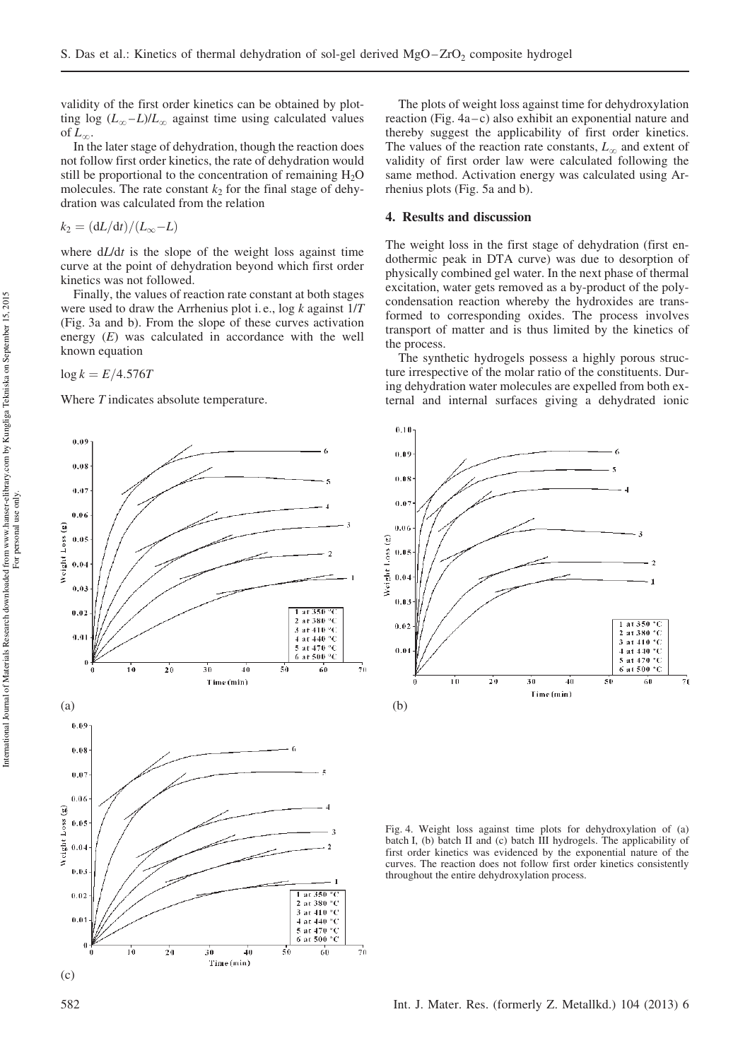validity of the first order kinetics can be obtained by plotting log $(L_\infty - L)/L_\infty$ against time using calculated values of $L_\infty$.

In the later stage of dehydration, though the reaction does not follow first order kinetics, the rate of dehydration would still be proportional to the concentration of remaining $H_2O$ molecules. The rate constant $k_2$ for the final stage of dehydration was calculated from the relation

$$k_2 = (dL/dt)/(L_\infty - L)$$

where $dL/dt$ is the slope of the weight loss against time curve at the point of dehydration beyond which first order kinetics was not followed.

Finally, the values of reaction rate constant at both stages were used to draw the Arrhenius plot i.e., log $k$ against $1/T$ (Fig. 3a and b). From the slope of these curves activation energy ($E$) was calculated in accordance with the well known equation

$$\log k = E/4.576T$$

Where $T$ indicates absolute temperature.

The plots of weight loss against time for dehydroxylation reaction (Fig. 4a–c) also exhibit an exponential nature and thereby suggest the applicability of first order kinetics. The values of the reaction rate constants, $L_\infty$ and extent of validity of first order law were calculated following the same method. Activation energy was calculated using Arrhenius plots (Fig. 5a and b).

## 4. Results and discussion

The weight loss in the first stage of dehydration (first endothermic peak in DTA curve) was due to desorption of physically combined gel water. In the next phase of thermal excitation, water gets removed as a by-product of the polycondensation reaction whereby the hydroxides are transformed to corresponding oxides. The process involves transport of matter and is thus limited by the kinetics of the process.

The synthetic hydrogels possess a highly porous structure irrespective of the molar ratio of the constituents. During dehydration water molecules are expelled from both external and internal surfaces giving a dehydrated ionic

Fig. 4. Weight loss against time plots for dehydroxylation of (a) batch I, (b) batch II and (c) batch III hydrogels. The applicability of first order kinetics was evidenced by the exponential nature of the curves. The reaction does not follow first order kinetics consistently throughout the entire dehydroxylation process.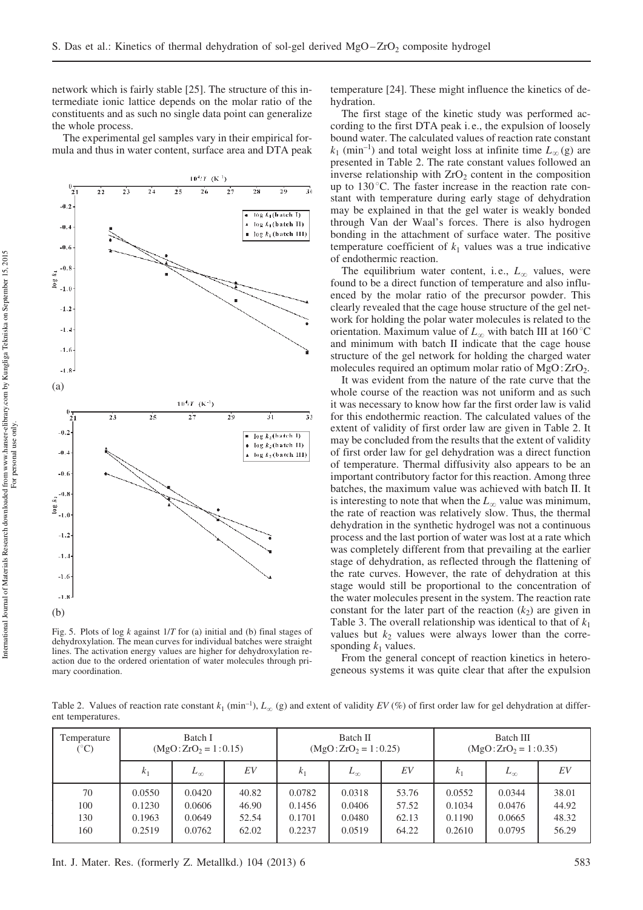network which is fairly stable [25]. The structure of this intermediate ionic lattice depends on the molar ratio of the constituents and as such no single data point can generalize the whole process.

The experimental gel samples vary in their empirical formula and thus in water content, surface area and DTA peak temperature [24]. These might influence the kinetics of dehydration.

Fig. 5. Plots of log $k$ against $1/T$ for (a) initial and (b) final stages of dehydroxylation. The mean curves for individual batches were straight lines. The activation energy values are higher for dehydroxylation reaction due to the ordered orientation of water molecules through primary coordination.

The first stage of the kinetic study was performed according to the first DTA peak i.e., the expulsion of loosely bound water. The calculated values of reaction rate constant $k_1$ (min$^{-1}$) and total weight loss at infinite time $L_\infty$ (g) are presented in Table 2. The rate constant values followed an inverse relationship with $ZrO_2$ content in the composition up to 130 °C. The faster increase in the reaction rate constant with temperature during early stage of dehydration may be explained in that the gel water is weakly bonded through Van der Waal's forces. There is also hydrogen bonding in the attachment of surface water. The positive temperature coefficient of $k_1$ values was a true indicative of endothermic reaction.

The equilibrium water content, i.e., $L_\infty$ values, were found to be a direct function of temperature and also influenced by the molar ratio of the precursor powder. This clearly revealed that the cage house structure of the gel network for holding the polar water molecules is related to the orientation. Maximum value of $L_\infty$ with batch III at 160 °C and minimum with batch II indicate that the cage house structure of the gel network for holding the charged water molecules required an optimum molar ratio of $MgO:ZrO_2$.

It was evident from the nature of the rate curve that the whole course of the reaction was not uniform and as such it was necessary to know how far the first order law is valid for this endothermic reaction. The calculated values of the extent of validity of first order law are given in Table 2. It may be concluded from the results that the extent of validity of first order law for gel dehydration was a direct function of temperature. Thermal diffusivity also appears to be an important contributory factor for this reaction. Among three batches, the maximum value was achieved with batch II. It is interesting to note that when the $L_\infty$ value was minimum, the rate of reaction was relatively slow. Thus, the thermal dehydration in the synthetic hydrogel was not a continuous process and the last portion of water was lost at a rate which was completely different from that prevailing at the earlier stage of dehydration, as reflected through the flattening of the rate curves. However, the rate of dehydration at this stage would still be proportional to the concentration of the water molecules present in the system. The reaction rate constant for the later part of the reaction ($k_2$) are given in Table 3. The overall relationship was identical to that of $k_1$ values but $k_2$ values were always lower than the corresponding $k_1$ values.

From the general concept of reaction kinetics in heterogeneous systems it was quite clear that after the expulsion

Table 2. Values of reaction rate constant $k_1$ (min$^{-1}$), $L_\infty$ (g) and extent of validity $EV$ (%) of first order law for gel dehydration at different temperatures.

| Temperature (°C) | Batch I ($MgO:ZrO_2 = 1:0.15$) | | | Batch II ($MgO:ZrO_2 = 1:0.25$) | | | Batch III ($MgO:ZrO_2 = 1:0.35$) | | |
|---|---|---|---|---|---|---|---|---|---|
| | $k_1$ | $L_\infty$ | $EV$ | $k_1$ | $L_\infty$ | $EV$ | $k_1$ | $L_\infty$ | $EV$ |
| 70 | 0.0550 | 0.0420 | 40.82 | 0.0782 | 0.0318 | 53.76 | 0.0552 | 0.0344 | 38.01 |
| 100 | 0.1230 | 0.0606 | 46.90 | 0.1456 | 0.0406 | 57.52 | 0.1034 | 0.0476 | 44.92 |
| 130 | 0.1963 | 0.0649 | 52.54 | 0.1701 | 0.0480 | 62.13 | 0.1190 | 0.0665 | 48.32 |
| 160 | 0.2519 | 0.0762 | 62.02 | 0.2237 | 0.0519 | 64.22 | 0.2610 | 0.0795 | 56.29 |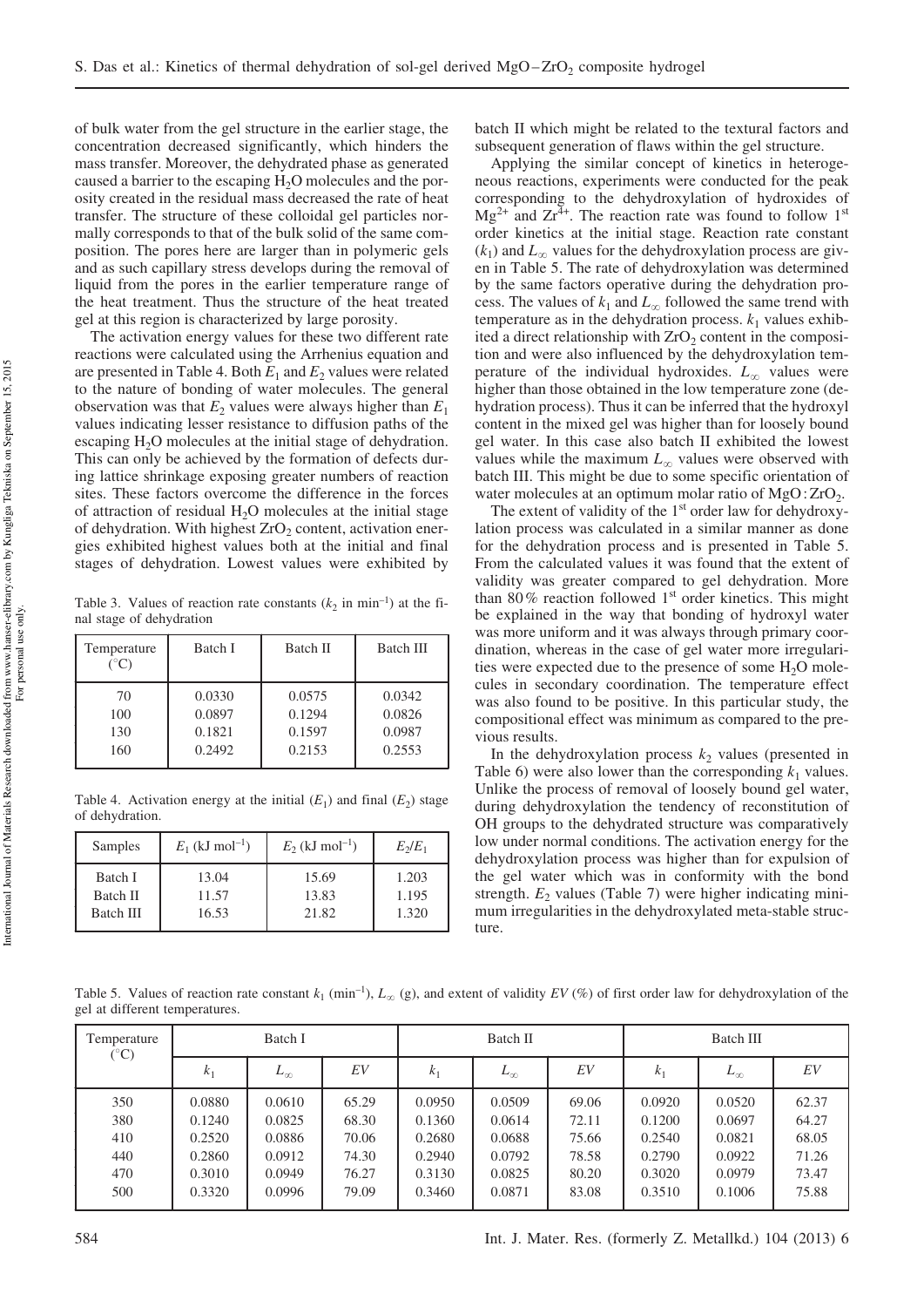of bulk water from the gel structure in the earlier stage, the concentration decreased significantly, which hinders the mass transfer. Moreover, the dehydrated phase as generated caused a barrier to the escaping $H_2O$ molecules and the porosity created in the residual mass decreased the rate of heat transfer. The structure of these colloidal gel particles normally corresponds to that of the bulk solid of the same composition. The pores here are larger than in polymeric gels and as such capillary stress develops during the removal of liquid from the pores in the earlier temperature range of the heat treatment. Thus the structure of the heat treated gel at this region is characterized by large porosity.

The activation energy values for these two different rate reactions were calculated using the Arrhenius equation and are presented in Table 4. Both $E_1$ and $E_2$ values were related to the nature of bonding of water molecules. The general observation was that $E_2$ values were always higher than $E_1$ values indicating lesser resistance to diffusion paths of the escaping $H_2O$ molecules at the initial stage of dehydration. This can only be achieved by the formation of defects during lattice shrinkage exposing greater numbers of reaction sites. These factors overcome the difference in the forces of attraction of residual $H_2O$ molecules at the initial stage of dehydration. With highest $ZrO_2$ content, activation energies exhibited highest values both at the initial and final stages of dehydration. Lowest values were exhibited by batch II which might be related to the textural factors and subsequent generation of flaws within the gel structure.

Table 3. Values of reaction rate constants ($k_2$ in min$^{-1}$) at the final stage of dehydration

| Temperature (°C) | Batch I | Batch II | Batch III |
|---|---|---|---|
| 70 | 0.0330 | 0.0575 | 0.0342 |
| 100 | 0.0897 | 0.1294 | 0.0826 |
| 130 | 0.1821 | 0.1597 | 0.0987 |
| 160 | 0.2492 | 0.2153 | 0.2553 |

Table 4. Activation energy at the initial ($E_1$) and final ($E_2$) stage of dehydration.

| Samples | $E_1$ (kJ mol$^{-1}$) | $E_2$ (kJ mol$^{-1}$) | $E_2/E_1$ |
|---|---|---|---|
| Batch I | 13.04 | 15.69 | 1.203 |
| Batch II | 11.57 | 13.83 | 1.195 |
| Batch III | 16.53 | 21.82 | 1.320 |

Applying the similar concept of kinetics in heterogeneous reactions, experiments were conducted for the peak corresponding to the dehydroxylation of hydroxides of $Mg^{2+}$ and $Zr^{4+}$. The reaction rate was found to follow 1[st] order kinetics at the initial stage. Reaction rate constant ($k_1$) and $L_\infty$ values for the dehydroxylation process are given in Table 5. The rate of dehydroxylation was determined by the same factors operative during the dehydration process. The values of $k_1$ and $L_\infty$ followed the same trend with temperature as in the dehydration process. $k_1$ values exhibited a direct relationship with $ZrO_2$ content in the composition and were also influenced by the dehydroxylation temperature of the individual hydroxides. $L_\infty$ values were higher than those obtained in the low temperature zone (dehydration process). Thus it can be inferred that the hydroxyl content in the mixed gel was higher than for loosely bound gel water. In this case also batch II exhibited the lowest values while the maximum $L_\infty$ values were observed with batch III. This might be due to some specific orientation of water molecules at an optimum molar ratio of $MgO:ZrO_2$.

The extent of validity of the 1[st] order law for dehydroxylation process was calculated in a similar manner as done for the dehydration process and is presented in Table 5. From the calculated values it was found that the extent of validity was greater compared to gel dehydration. More than 80% reaction followed 1[st] order kinetics. This might be explained in the way that bonding of hydroxyl water was more uniform and it was always through primary coordination, whereas in the case of gel water more irregularities were expected due to the presence of some $H_2O$ molecules in secondary coordination. The temperature effect was also found to be positive. In this particular study, the compositional effect was minimum as compared to the previous results.

In the dehydroxylation process $k_2$ values (presented in Table 6) were also lower than the corresponding $k_1$ values. Unlike the process of removal of loosely bound gel water, during dehydroxylation the tendency of reconstitution of OH groups to the dehydrated structure was comparatively low under normal conditions. The activation energy for the dehydroxylation process was higher than for expulsion of the gel water which was in conformity with the bond strength. $E_2$ values (Table 7) were higher indicating minimum irregularities in the dehydroxylated meta-stable structure.

Table 5. Values of reaction rate constant $k_1$ (min$^{-1}$), $L_\infty$ (g), and extent of validity $EV$ (%) of first order law for dehydroxylation of the gel at different temperatures.

| Temperature (°C) | Batch I | | | Batch II | | | Batch III | | |
|---|---|---|---|---|---|---|---|---|---|
| | $k_1$ | $L_\infty$ | $EV$ | $k_1$ | $L_\infty$ | $EV$ | $k_1$ | $L_\infty$ | $EV$ |
| 350 | 0.0880 | 0.0610 | 65.29 | 0.0950 | 0.0509 | 69.06 | 0.0920 | 0.0520 | 62.37 |
| 380 | 0.1240 | 0.0825 | 68.30 | 0.1360 | 0.0614 | 72.11 | 0.1200 | 0.0697 | 64.27 |
| 410 | 0.2520 | 0.0886 | 70.06 | 0.2680 | 0.0688 | 75.66 | 0.2540 | 0.0821 | 68.05 |
| 440 | 0.2860 | 0.0912 | 74.30 | 0.2940 | 0.0792 | 78.58 | 0.2790 | 0.0922 | 71.26 |
| 470 | 0.3010 | 0.0949 | 76.27 | 0.3130 | 0.0825 | 80.20 | 0.3020 | 0.0979 | 73.47 |
| 500 | 0.3320 | 0.0996 | 79.09 | 0.3460 | 0.0871 | 83.08 | 0.3510 | 0.1006 | 75.88 |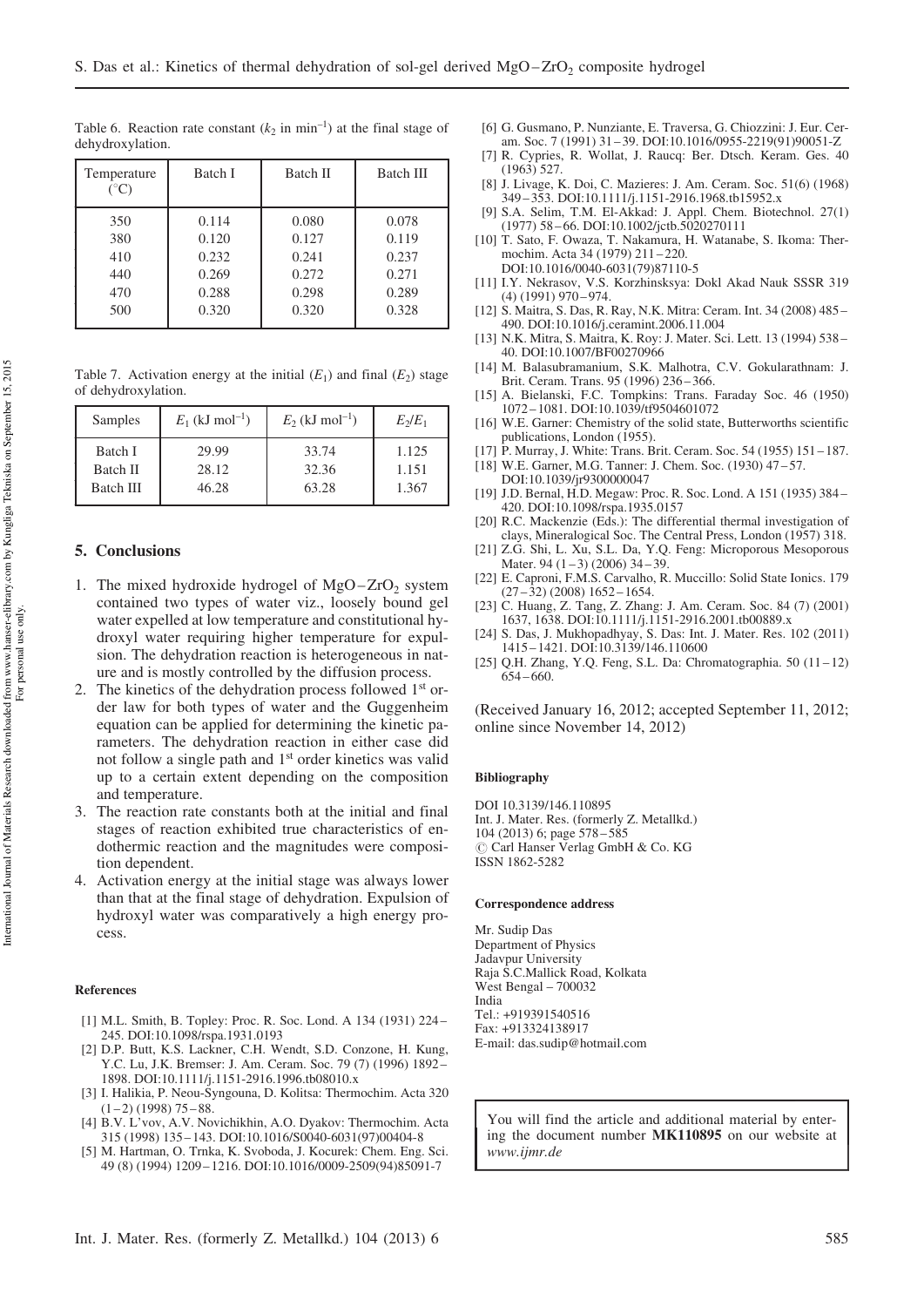Table 6. Reaction rate constant ($k_2$ in $min^{-1}$) at the final stage of dehydroxylation.

| Temperature (°C) | Batch I | Batch II | Batch III |
|---|---|---|---|
| 350 | 0.114 | 0.080 | 0.078 |
| 380 | 0.120 | 0.127 | 0.119 |
| 410 | 0.232 | 0.241 | 0.237 |
| 440 | 0.269 | 0.272 | 0.271 |
| 470 | 0.288 | 0.298 | 0.289 |
| 500 | 0.320 | 0.320 | 0.328 |

Table 7. Activation energy at the initial ($E_1$) and final ($E_2$) stage of dehydroxylation.

| Samples | $E_1$ (kJ $mol^{-1}$) | $E_2$ (kJ $mol^{-1}$) | $E_2/E_1$ |
|---|---|---|---|
| Batch I | 29.99 | 33.74 | 1.125 |
| Batch II | 28.12 | 32.36 | 1.151 |
| Batch III | 46.28 | 63.28 | 1.367 |

## 5. Conclusions

1. The mixed hydroxide hydrogel of $MgO-ZrO_2$ system contained two types of water viz., loosely bound gel water expelled at low temperature and constitutional hydroxyl water requiring higher temperature for expulsion. The dehydration reaction is heterogeneous in nature and is mostly controlled by the diffusion process.
2. The kinetics of the dehydration process followed 1st order law for both types of water and the Guggenheim equation can be applied for determining the kinetic parameters. The dehydration reaction in either case did not follow a single path and 1st order kinetics was valid up to a certain extent depending on the composition and temperature.
3. The reaction rate constants both at the initial and final stages of reaction exhibited true characteristics of endothermic reaction and the magnitudes were composition dependent.
4. Activation energy at the initial stage was always lower than that at the final stage of dehydration. Expulsion of hydroxyl water was comparatively a high energy process.

### References

[1] M.L. Smith, B. Topley: Proc. R. Soc. Lond. A 134 (1931) 224–245. DOI:10.1098/rspa.1931.0193

[2] D.P. Butt, K.S. Lackner, C.H. Wendt, S.D. Conzone, H. Kung, Y.C. Lu, J.K. Bremser: J. Am. Ceram. Soc. 79 (7) (1996) 1892–1898. DOI:10.1111/j.1151-2916.1996.tb08010.x

[3] I. Halikia, P. Neou-Syngouna, D. Kolitsa: Thermochim. Acta 320 (1–2) (1998) 75–88.

[4] B.V. L'vov, A.V. Novichikhin, A.O. Dyakov: Thermochim. Acta 315 (1998) 135–143. DOI:10.1016/S0040-6031(97)00404-8

[5] M. Hartman, O. Trnka, K. Svoboda, J. Kocurek: Chem. Eng. Sci. 49 (8) (1994) 1209–1216. DOI:10.1016/0009-2509(94)85091-7

[6] G. Gusmano, P. Nunziante, E. Traversa, G. Chiozzini: J. Eur. Ceram. Soc. 7 (1991) 31–39. DOI:10.1016/0955-2219(91)90051-Z

[7] R. Cypries, R. Wollat, J. Raucq: Ber. Dtsch. Keram. Ges. 40 (1963) 527.

[8] J. Livage, K. Doi, C. Mazieres: J. Am. Ceram. Soc. 51(6) (1968) 349–353. DOI:10.1111/j.1151-2916.1968.tb15952.x

[9] S.A. Selim, T.M. El-Akkad: J. Appl. Chem. Biotechnol. 27(1) (1977) 58–66. DOI:10.1002/jctb.5020270111

[10] T. Sato, F. Owaza, T. Nakamura, H. Watanabe, S. Ikoma: Thermochim. Acta 34 (1979) 211–220. DOI:10.1016/0040-6031(79)87110-5

[11] I.Y. Nekrasov, V.S. Korzhinsksya: Dokl Akad Nauk SSSR 319 (4) (1991) 970–974.

[12] S. Maitra, S. Das, R. Ray, N.K. Mitra: Ceram. Int. 34 (2008) 485–490. DOI:10.1016/j.ceramint.2006.11.004

[13] N.K. Mitra, S. Maitra, K. Roy: J. Mater. Sci. Lett. 13 (1994) 538–40. DOI:10.1007/BF00270966

[14] M. Balasubramanium, S.K. Malhotra, C.V. Gokularathnam: J. Brit. Ceram. Trans. 95 (1996) 236–366.

[15] A. Bielanski, F.C. Tompkins: Trans. Faraday Soc. 46 (1950) 1072–1081. DOI:10.1039/tf9504601072

[16] W.E. Garner: Chemistry of the solid state, Butterworths scientific publications, London (1955).

[17] P. Murray, J. White: Trans. Brit. Ceram. Soc. 54 (1955) 151–187.

[18] W.E. Garner, M.G. Tanner: J. Chem. Soc. (1930) 47–57. DOI:10.1039/jr9300000047

[19] J.D. Bernal, H.D. Megaw: Proc. R. Soc. Lond. A 151 (1935) 384–420. DOI:10.1098/rspa.1935.0157

[20] R.C. Mackenzie (Eds.): The differential thermal investigation of clays, Mineralogical Soc. The Central Press, London (1957) 318.

[21] Z.G. Shi, L. Xu, S.L. Da, Y.Q. Feng: Microporous Mesoporous Mater. 94 (1–3) (2006) 34–39.

[22] E. Caproni, F.M.S. Carvalho, R. Muccillo: Solid State Ionics. 179 (27–32) (2008) 1652–1654.

[23] C. Huang, Z. Tang, Z. Zhang: J. Am. Ceram. Soc. 84 (7) (2001) 1637, 1638. DOI:10.1111/j.1151-2916.2001.tb00889.x

[24] S. Das, J. Mukhopadhyay, S. Das: Int. J. Mater. Res. 102 (2011) 1415–1421. DOI:10.3139/146.110600

[25] Q.H. Zhang, Y.Q. Feng, S.L. Da: Chromatographia. 50 (11–12) 654–660.

(Received January 16, 2012; accepted September 11, 2012; online since November 14, 2012)

#### Bibliography

DOI 10.3139/146.110895
Int. J. Mater. Res. (formerly Z. Metallkd.)
104 (2013) 6; page 578–585
© Carl Hanser Verlag GmbH & Co. KG
ISSN 1862-5282

#### Correspondence address

Mr. Sudip Das
Department of Physics
Jadavpur University
Raja S.C.Mallick Road, Kolkata
West Bengal – 700032
India
Tel.: +919391540516
Fax: +913324138917
E-mail: das.sudip@hotmail.com

You will find the article and additional material by entering the document number **MK110895** on our website at *www.ijmr.de*